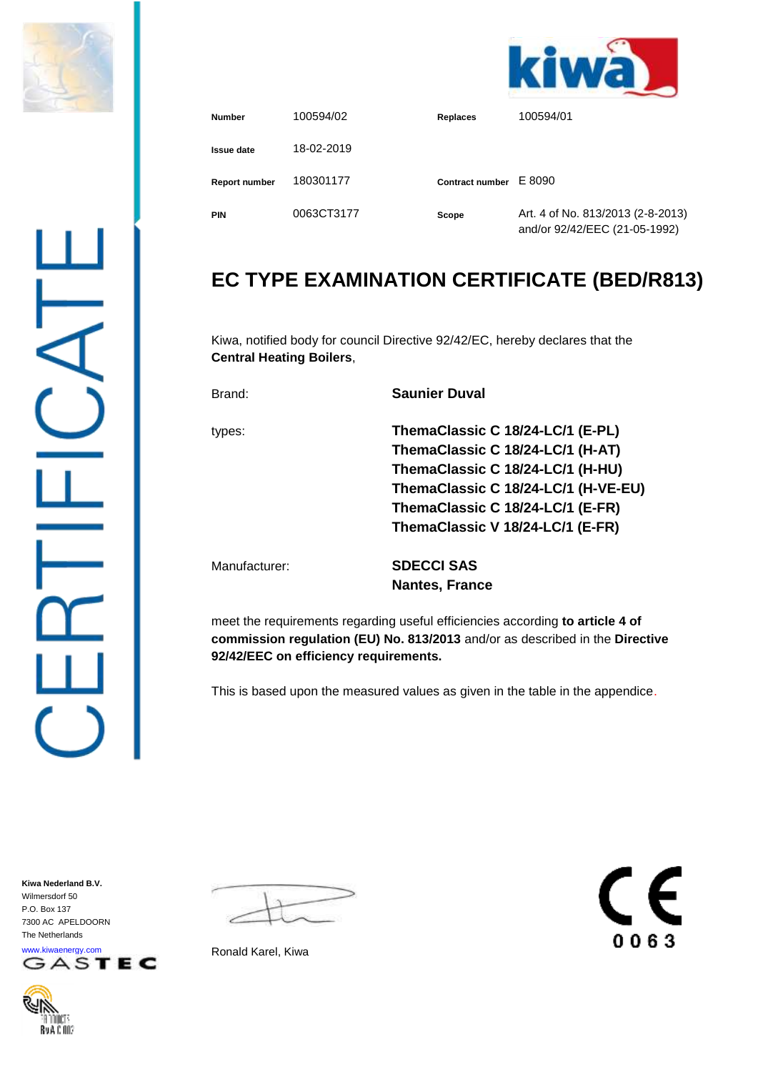CERTIFICATE

kiwa

| Number | 100594/02 | Replaces | 100594/01 |
| --- | --- | --- | --- |
| Issue date | 18-02-2019 | | |
| Report number | 180301177 | Contract number | E 8090 |
| PIN | 0063CT3177 | Scope | Art. 4 of No. 813/2013 (2-8-2013) and/or 92/42/EEC (21-05-1992) |

# EC TYPE EXAMINATION CERTIFICATE (BED/R813)

Kiwa, notified body for council Directive 92/42/EC, hereby declares that the **Central Heating Boilers**,

Brand: **Saunier Duval**

types:
**ThemaClassic C 18/24-LC/1 (E-PL)**
**ThemaClassic C 18/24-LC/1 (H-AT)**
**ThemaClassic C 18/24-LC/1 (H-HU)**
**ThemaClassic C 18/24-LC/1 (H-VE-EU)**
**ThemaClassic C 18/24-LC/1 (E-FR)**
**ThemaClassic V 18/24-LC/1 (E-FR)**

Manufacturer: **SDECCI SAS**
**Nantes, France**

meet the requirements regarding useful efficiencies according **to article 4 of commission regulation (EU) No. 813/2013** and/or as described in the **Directive 92/42/EEC on efficiency requirements.**

This is based upon the measured values as given in the table in the appendice.

**Kiwa Nederland B.V.**
Wilmersdorf 50
P.O. Box 137
7300 AC APELDOORN
The Netherlands
www.kiwaenergy.com

GASTEC

Ronald Karel, Kiwa

CE 0063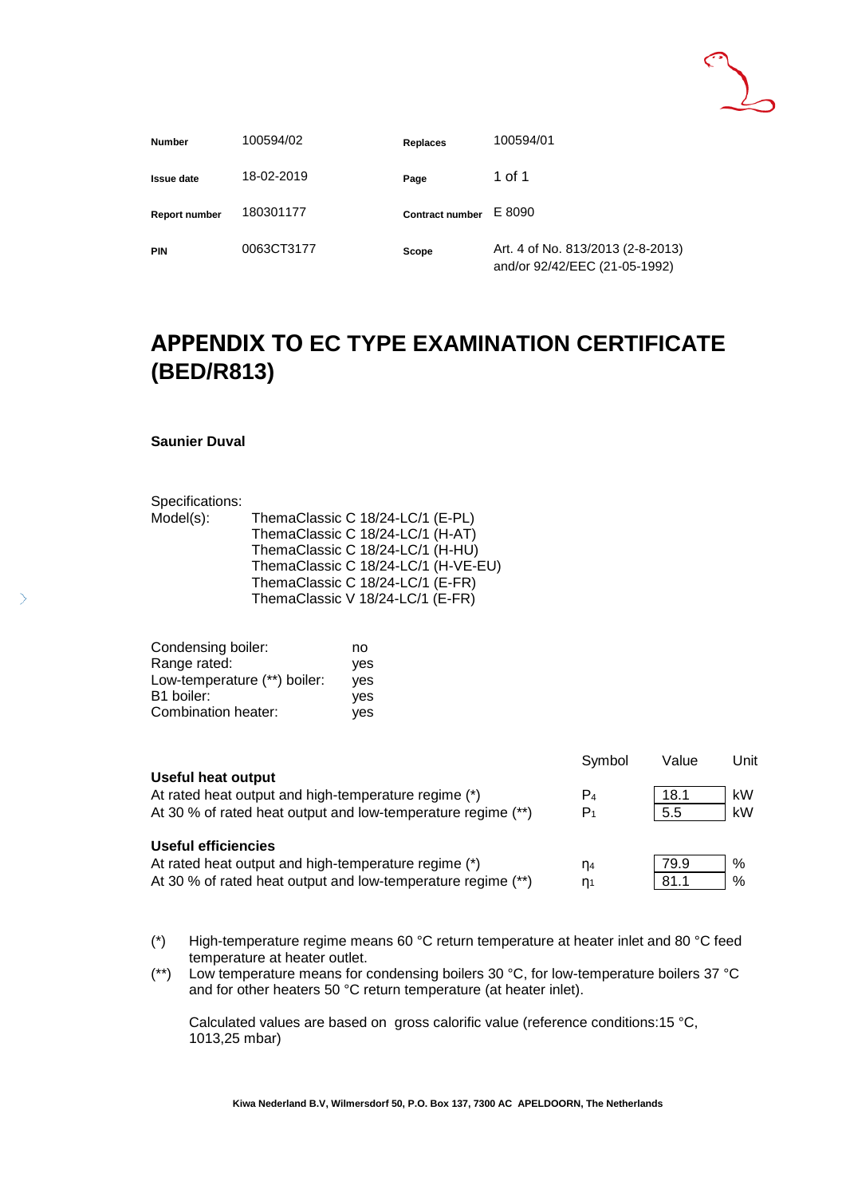| | | | |
|---|---|---|---|
| **Number** | 100594/02 | **Replaces** | 100594/01 |
| **Issue date** | 18-02-2019 | **Page** | 1 of 1 |
| **Report number** | 180301177 | **Contract number** | E 8090 |
| **PIN** | 0063CT3177 | **Scope** | Art. 4 of No. 813/2013 (2-8-2013) and/or 92/42/EEC (21-05-1992) |

# APPENDIX TO EC TYPE EXAMINATION CERTIFICATE (BED/R813)

**Saunier Duval**

Specifications:

Model(s):
- ThemaClassic C 18/24-LC/1 (E-PL)
- ThemaClassic C 18/24-LC/1 (H-AT)
- ThemaClassic C 18/24-LC/1 (H-HU)
- ThemaClassic C 18/24-LC/1 (H-VE-EU)
- ThemaClassic C 18/24-LC/1 (E-FR)
- ThemaClassic V 18/24-LC/1 (E-FR)

| | |
|---|---|
| Condensing boiler: | no |
| Range rated: | yes |
| Low-temperature (**) boiler: | yes |
| B1 boiler: | yes |
| Combination heater: | yes |

| | Symbol | Value | Unit |
|---|---|---|---|
| **Useful heat output** | | | |
| At rated heat output and high-temperature regime (*) | $P_4$ | 18.1 | kW |
| At 30 % of rated heat output and low-temperature regime (**) | $P_1$ | 5.5 | kW |
| **Useful efficiencies** | | | |
| At rated heat output and high-temperature regime (*) | $\eta_4$ | 79.9 | % |
| At 30 % of rated heat output and low-temperature regime (**) | $\eta_1$ | 81.1 | % |

(*) High-temperature regime means 60 °C return temperature at heater inlet and 80 °C feed temperature at heater outlet.

(**) Low temperature means for condensing boilers 30 °C, for low-temperature boilers 37 °C and for other heaters 50 °C return temperature (at heater inlet).

Calculated values are based on gross calorific value (reference conditions:15 °C, 1013,25 mbar)

**Kiwa Nederland B.V, Wilmersdorf 50, P.O. Box 137, 7300 AC APELDOORN, The Netherlands**